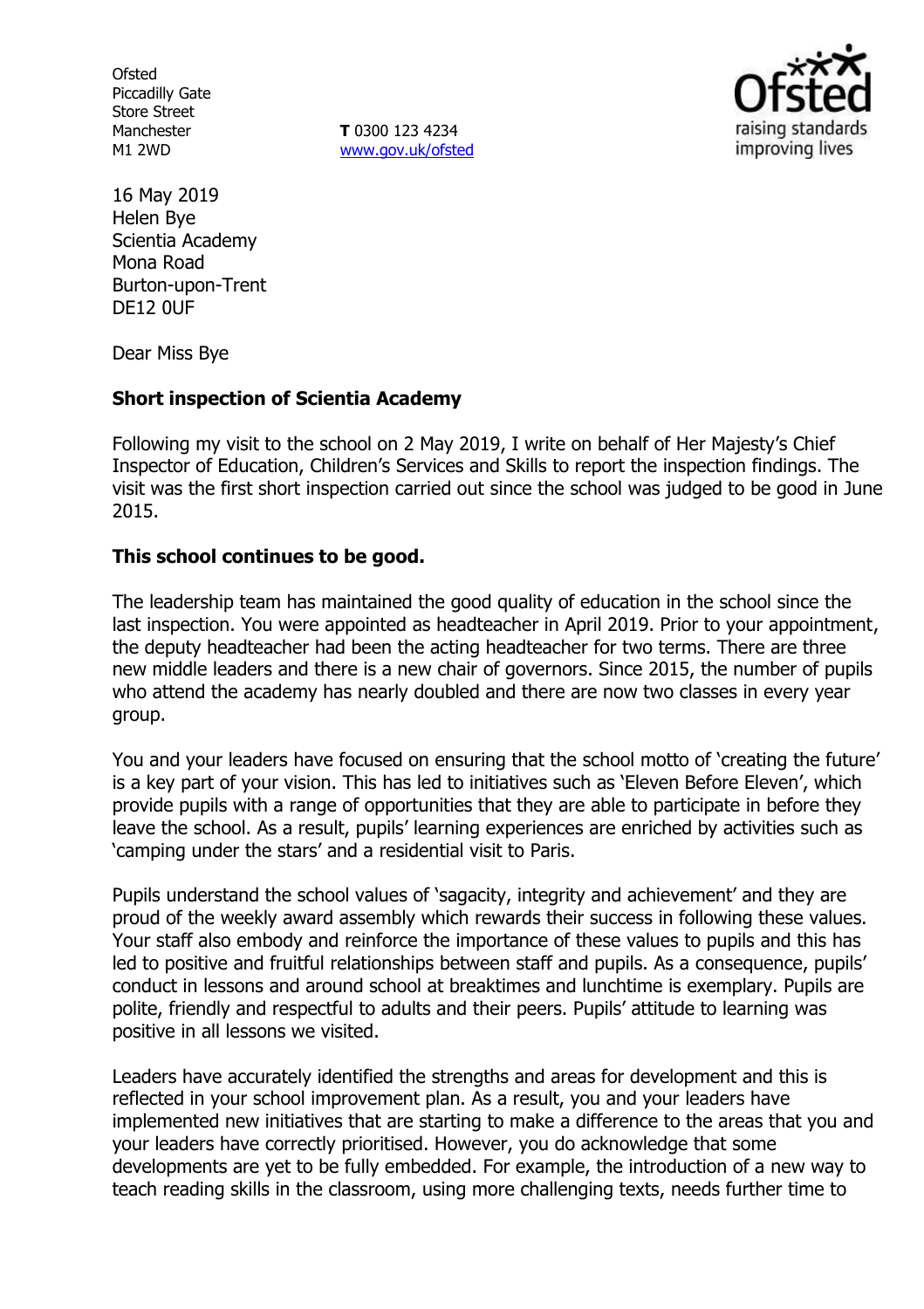Ofsted
Piccadilly Gate
Store Street
Manchester
M1 2WD

**T** 0300 123 4234
www.gov.uk/ofsted

16 May 2019
Helen Bye
Scientia Academy
Mona Road
Burton-upon-Trent
DE12 0UF

Dear Miss Bye

**Short inspection of Scientia Academy**

Following my visit to the school on 2 May 2019, I write on behalf of Her Majesty's Chief Inspector of Education, Children's Services and Skills to report the inspection findings. The visit was the first short inspection carried out since the school was judged to be good in June 2015.

**This school continues to be good.**

The leadership team has maintained the good quality of education in the school since the last inspection. You were appointed as headteacher in April 2019. Prior to your appointment, the deputy headteacher had been the acting headteacher for two terms. There are three new middle leaders and there is a new chair of governors. Since 2015, the number of pupils who attend the academy has nearly doubled and there are now two classes in every year group.

You and your leaders have focused on ensuring that the school motto of 'creating the future' is a key part of your vision. This has led to initiatives such as 'Eleven Before Eleven', which provide pupils with a range of opportunities that they are able to participate in before they leave the school. As a result, pupils' learning experiences are enriched by activities such as 'camping under the stars' and a residential visit to Paris.

Pupils understand the school values of 'sagacity, integrity and achievement' and they are proud of the weekly award assembly which rewards their success in following these values. Your staff also embody and reinforce the importance of these values to pupils and this has led to positive and fruitful relationships between staff and pupils. As a consequence, pupils' conduct in lessons and around school at breaktimes and lunchtime is exemplary. Pupils are polite, friendly and respectful to adults and their peers. Pupils' attitude to learning was positive in all lessons we visited.

Leaders have accurately identified the strengths and areas for development and this is reflected in your school improvement plan. As a result, you and your leaders have implemented new initiatives that are starting to make a difference to the areas that you and your leaders have correctly prioritised. However, you do acknowledge that some developments are yet to be fully embedded. For example, the introduction of a new way to teach reading skills in the classroom, using more challenging texts, needs further time to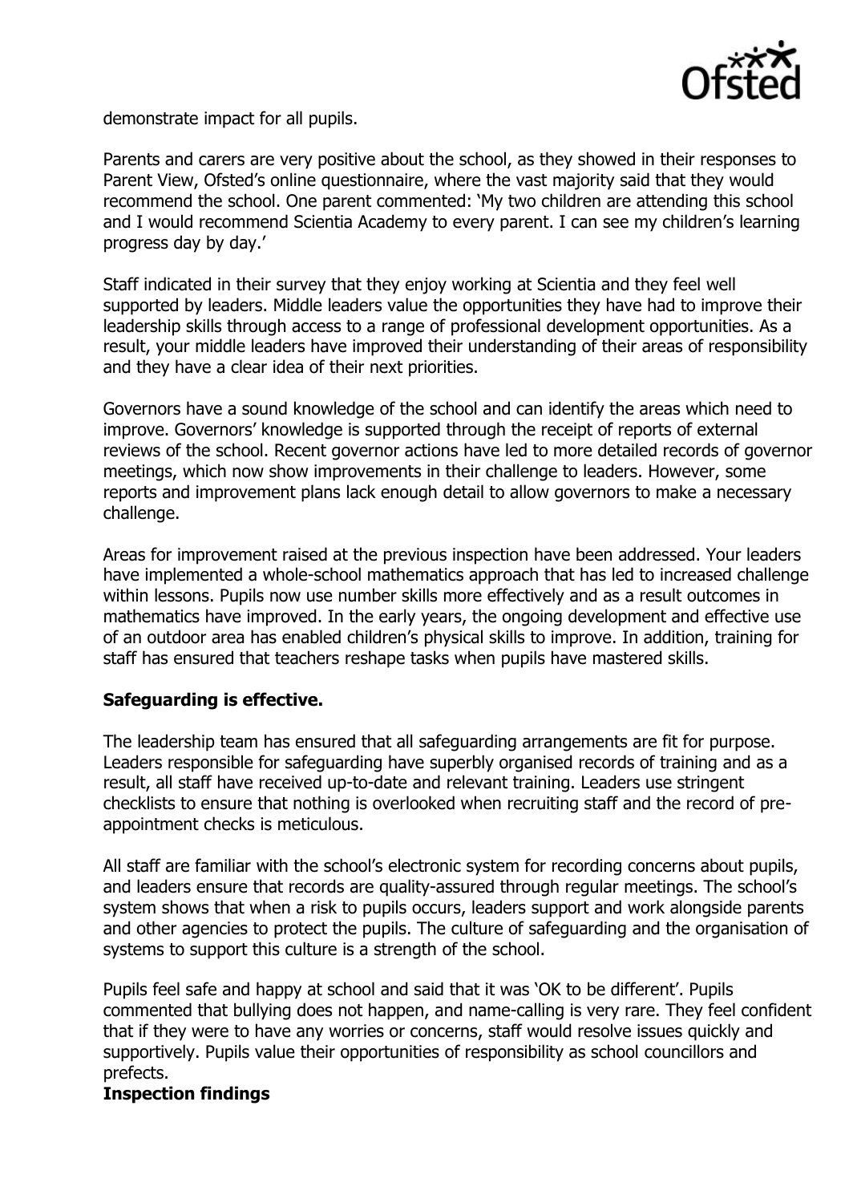demonstrate impact for all pupils.

Parents and carers are very positive about the school, as they showed in their responses to Parent View, Ofsted's online questionnaire, where the vast majority said that they would recommend the school. One parent commented: 'My two children are attending this school and I would recommend Scientia Academy to every parent. I can see my children's learning progress day by day.'

Staff indicated in their survey that they enjoy working at Scientia and they feel well supported by leaders. Middle leaders value the opportunities they have had to improve their leadership skills through access to a range of professional development opportunities. As a result, your middle leaders have improved their understanding of their areas of responsibility and they have a clear idea of their next priorities.

Governors have a sound knowledge of the school and can identify the areas which need to improve. Governors' knowledge is supported through the receipt of reports of external reviews of the school. Recent governor actions have led to more detailed records of governor meetings, which now show improvements in their challenge to leaders. However, some reports and improvement plans lack enough detail to allow governors to make a necessary challenge.

Areas for improvement raised at the previous inspection have been addressed. Your leaders have implemented a whole-school mathematics approach that has led to increased challenge within lessons. Pupils now use number skills more effectively and as a result outcomes in mathematics have improved. In the early years, the ongoing development and effective use of an outdoor area has enabled children's physical skills to improve. In addition, training for staff has ensured that teachers reshape tasks when pupils have mastered skills.

**Safeguarding is effective.**

The leadership team has ensured that all safeguarding arrangements are fit for purpose. Leaders responsible for safeguarding have superbly organised records of training and as a result, all staff have received up-to-date and relevant training. Leaders use stringent checklists to ensure that nothing is overlooked when recruiting staff and the record of pre-appointment checks is meticulous.

All staff are familiar with the school's electronic system for recording concerns about pupils, and leaders ensure that records are quality-assured through regular meetings. The school's system shows that when a risk to pupils occurs, leaders support and work alongside parents and other agencies to protect the pupils. The culture of safeguarding and the organisation of systems to support this culture is a strength of the school.

Pupils feel safe and happy at school and said that it was 'OK to be different'. Pupils commented that bullying does not happen, and name-calling is very rare. They feel confident that if they were to have any worries or concerns, staff would resolve issues quickly and supportively. Pupils value their opportunities of responsibility as school councillors and prefects.

**Inspection findings**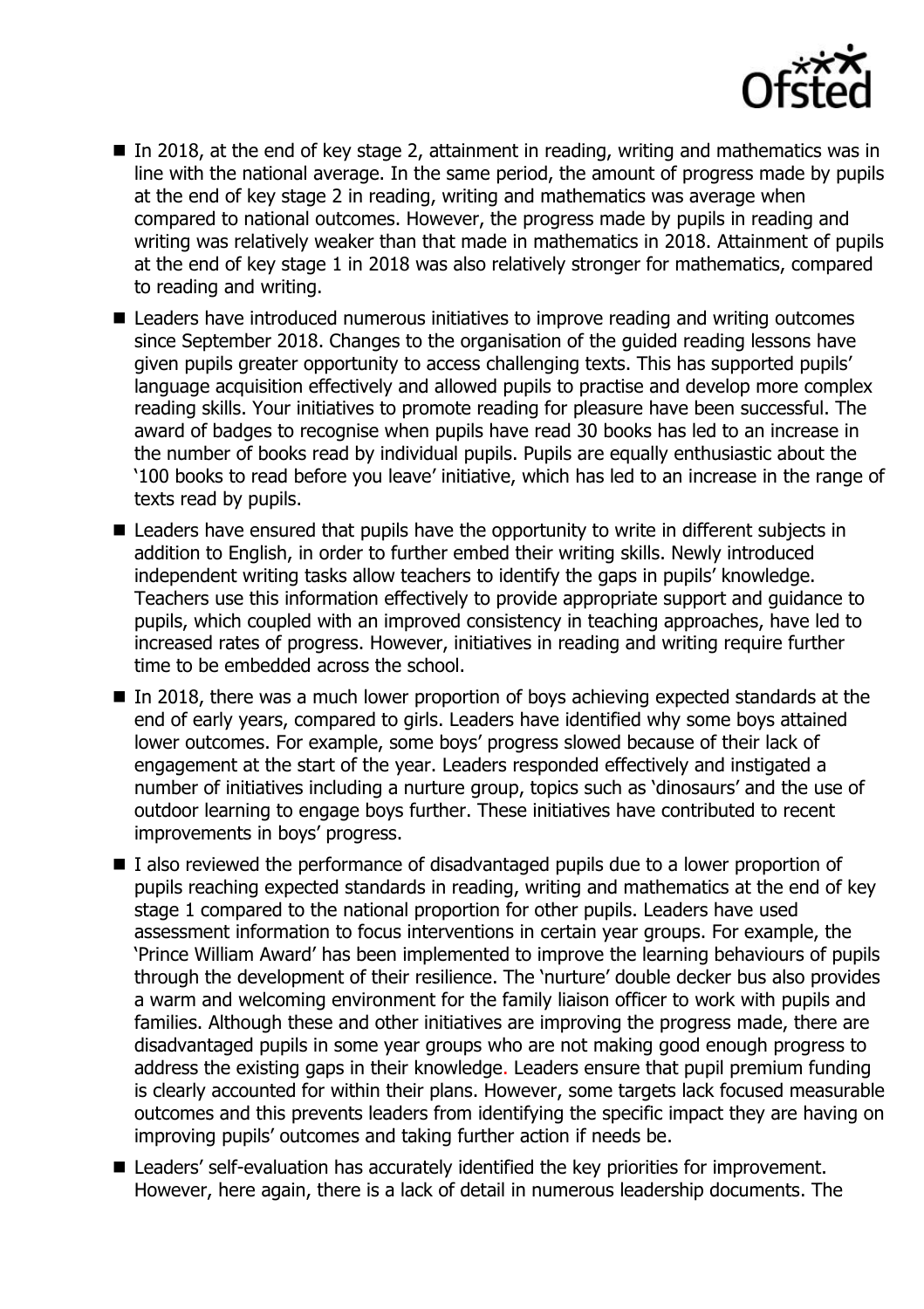- In 2018, at the end of key stage 2, attainment in reading, writing and mathematics was in line with the national average. In the same period, the amount of progress made by pupils at the end of key stage 2 in reading, writing and mathematics was average when compared to national outcomes. However, the progress made by pupils in reading and writing was relatively weaker than that made in mathematics in 2018. Attainment of pupils at the end of key stage 1 in 2018 was also relatively stronger for mathematics, compared to reading and writing.
- Leaders have introduced numerous initiatives to improve reading and writing outcomes since September 2018. Changes to the organisation of the guided reading lessons have given pupils greater opportunity to access challenging texts. This has supported pupils' language acquisition effectively and allowed pupils to practise and develop more complex reading skills. Your initiatives to promote reading for pleasure have been successful. The award of badges to recognise when pupils have read 30 books has led to an increase in the number of books read by individual pupils. Pupils are equally enthusiastic about the '100 books to read before you leave' initiative, which has led to an increase in the range of texts read by pupils.
- Leaders have ensured that pupils have the opportunity to write in different subjects in addition to English, in order to further embed their writing skills. Newly introduced independent writing tasks allow teachers to identify the gaps in pupils' knowledge. Teachers use this information effectively to provide appropriate support and guidance to pupils, which coupled with an improved consistency in teaching approaches, have led to increased rates of progress. However, initiatives in reading and writing require further time to be embedded across the school.
- In 2018, there was a much lower proportion of boys achieving expected standards at the end of early years, compared to girls. Leaders have identified why some boys attained lower outcomes. For example, some boys' progress slowed because of their lack of engagement at the start of the year. Leaders responded effectively and instigated a number of initiatives including a nurture group, topics such as 'dinosaurs' and the use of outdoor learning to engage boys further. These initiatives have contributed to recent improvements in boys' progress.
- I also reviewed the performance of disadvantaged pupils due to a lower proportion of pupils reaching expected standards in reading, writing and mathematics at the end of key stage 1 compared to the national proportion for other pupils. Leaders have used assessment information to focus interventions in certain year groups. For example, the 'Prince William Award' has been implemented to improve the learning behaviours of pupils through the development of their resilience. The 'nurture' double decker bus also provides a warm and welcoming environment for the family liaison officer to work with pupils and families. Although these and other initiatives are improving the progress made, there are disadvantaged pupils in some year groups who are not making good enough progress to address the existing gaps in their knowledge. Leaders ensure that pupil premium funding is clearly accounted for within their plans. However, some targets lack focused measurable outcomes and this prevents leaders from identifying the specific impact they are having on improving pupils' outcomes and taking further action if needs be.
- Leaders' self-evaluation has accurately identified the key priorities for improvement. However, here again, there is a lack of detail in numerous leadership documents. The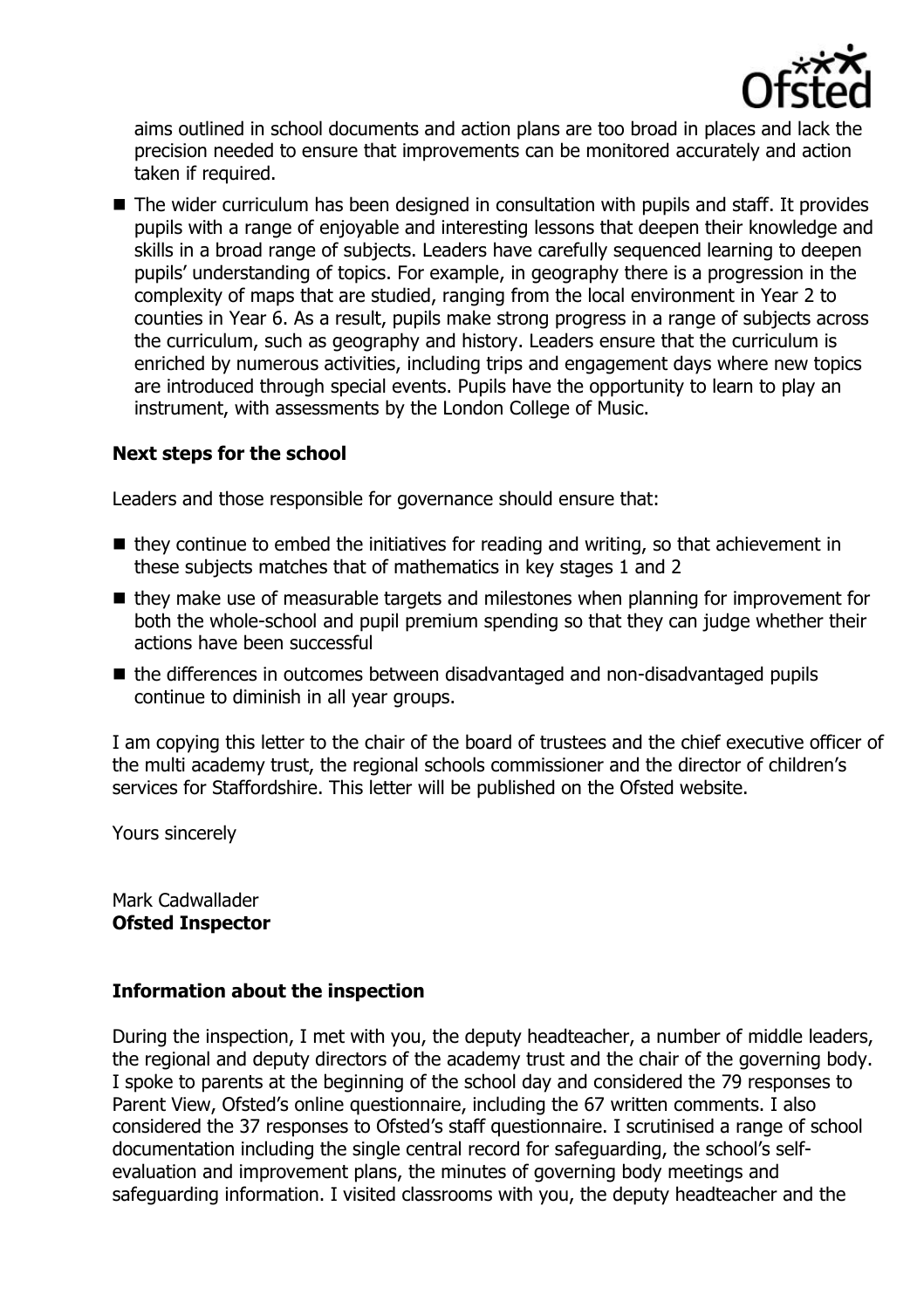aims outlined in school documents and action plans are too broad in places and lack the precision needed to ensure that improvements can be monitored accurately and action taken if required.

- The wider curriculum has been designed in consultation with pupils and staff. It provides pupils with a range of enjoyable and interesting lessons that deepen their knowledge and skills in a broad range of subjects. Leaders have carefully sequenced learning to deepen pupils' understanding of topics. For example, in geography there is a progression in the complexity of maps that are studied, ranging from the local environment in Year 2 to counties in Year 6. As a result, pupils make strong progress in a range of subjects across the curriculum, such as geography and history. Leaders ensure that the curriculum is enriched by numerous activities, including trips and engagement days where new topics are introduced through special events. Pupils have the opportunity to learn to play an instrument, with assessments by the London College of Music.

### Next steps for the school

Leaders and those responsible for governance should ensure that:

- they continue to embed the initiatives for reading and writing, so that achievement in these subjects matches that of mathematics in key stages 1 and 2
- they make use of measurable targets and milestones when planning for improvement for both the whole-school and pupil premium spending so that they can judge whether their actions have been successful
- the differences in outcomes between disadvantaged and non-disadvantaged pupils continue to diminish in all year groups.

I am copying this letter to the chair of the board of trustees and the chief executive officer of the multi academy trust, the regional schools commissioner and the director of children's services for Staffordshire. This letter will be published on the Ofsted website.

Yours sincerely

Mark Cadwallader
**Ofsted Inspector**

### Information about the inspection

During the inspection, I met with you, the deputy headteacher, a number of middle leaders, the regional and deputy directors of the academy trust and the chair of the governing body. I spoke to parents at the beginning of the school day and considered the 79 responses to Parent View, Ofsted's online questionnaire, including the 67 written comments. I also considered the 37 responses to Ofsted's staff questionnaire. I scrutinised a range of school documentation including the single central record for safeguarding, the school's self-evaluation and improvement plans, the minutes of governing body meetings and safeguarding information. I visited classrooms with you, the deputy headteacher and the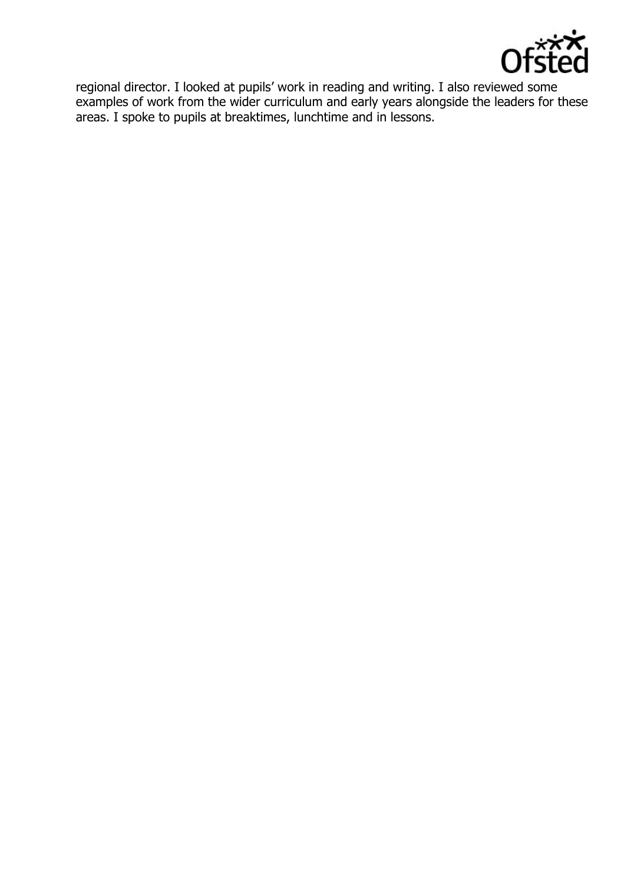regional director. I looked at pupils' work in reading and writing. I also reviewed some examples of work from the wider curriculum and early years alongside the leaders for these areas. I spoke to pupils at breaktimes, lunchtime and in lessons.